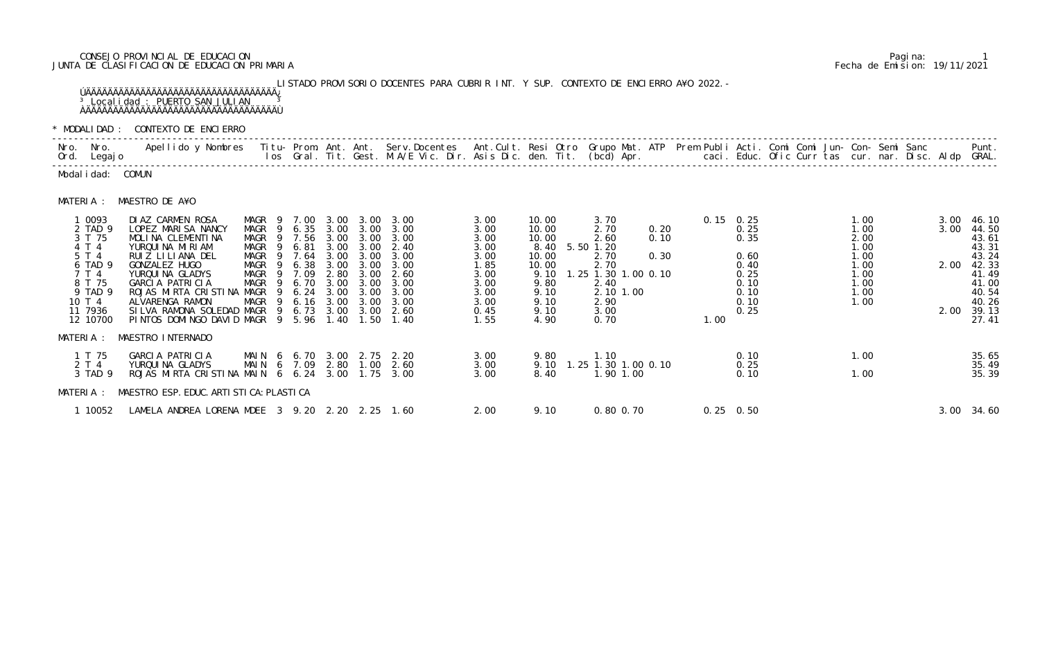CONSEJO PROVINCIAL DE EDUCACION
JUNTA DE CLASIFICACION DE EDUCACION PRIMARIA

Fecha de Emision: 19/11/2021

LISTADO PROVISORIO DOCENTES PARA CUBRIR INT. Y SUP. CONTEXTO DE ENCIERRO A¥O 2022.-

Localidad : PUERTO SAN JULIAN

\* MODALIDAD : CONTEXTO DE ENCIERRO

Modalidad: COMUN

MATERIA : MAESTRO DE A¥O

| Nro. Ord. | Nro. Legajo | Apellido y Nombres | Titu-los | Prom. Gral. | Ant. Tit. | Ant. Gest. | Serv.Docentes M.A/E Vic. Dir. | Ant.Cult. Asis Dic. | Resi den. | Otro Tit. | Grupo (bcd) | Mat. Apr. | ATP | Prem | Publi caci. | Acti. Educ. | Comi Ofic | Comi Curr | Jun-tas | Con-cur. | Semi nar. | Sanc Disc. | Aldp | Punt. GRAL. |
|---|---|---|---|---|---|---|---|---|---|---|---|---|---|---|---|---|---|---|---|---|---|---|---|---|
| 1 | 0093 | DIAZ CARMEN ROSA | MAGR 9 | 7.00 | 3.00 | 3.00 | 3.00 | 3.00 | 10.00 | | 3.70 | | | | 0.15 | 0.25 | | | | 1.00 | | | 3.00 | 46.10 |
| 2 | TAD 9 | LOPEZ MARISA NANCY | MAGR 9 | 6.35 | 3.00 | 3.00 | 3.00 | 3.00 | 10.00 | | 2.70 | | 0.20 | | | 0.25 | | | | 1.00 | | | 3.00 | 44.50 |
| 3 | T 75 | MOLINA CLEMENTINA | MAGR 9 | 7.56 | 3.00 | 3.00 | 3.00 | 3.00 | 10.00 | | 2.60 | | 0.10 | | | 0.35 | | | | 2.00 | | | | 43.61 |
| 4 | T 4 | YURQUINA MIRIAM | MAGR 9 | 6.81 | 3.00 | 3.00 | 2.40 | 3.00 | 8.40 | 5.50 | 1.20 | | | | | | | | | 1.00 | | | | 43.31 |
| 5 | T 4 | RUIZ LILIANA DEL | MAGR 9 | 7.64 | 3.00 | 3.00 | 3.00 | 3.00 | 10.00 | | 2.70 | | 0.30 | | | 0.60 | | | | 1.00 | | | | 43.24 |
| 6 | TAD 9 | GONZALEZ HUGO | MAGR 9 | 6.38 | 3.00 | 3.00 | 3.00 | 1.85 | 10.00 | | 2.70 | | | | | 0.40 | | | | 1.00 | | | 2.00 | 42.33 |
| 7 | T 4 | YURQUINA GLADYS | MAGR 9 | 7.09 | 2.80 | 3.00 | 2.60 | 3.00 | 9.10 | 1.25 | 1.30 | 1.00 | 0.10 | | | 0.25 | | | | 1.00 | | | | 41.49 |
| 8 | T 75 | GARCIA PATRICIA | MAGR 9 | 6.70 | 3.00 | 3.00 | 3.00 | 3.00 | 9.80 | | 2.40 | | | | | 0.10 | | | | 1.00 | | | | 41.00 |
| 9 | TAD 9 | ROJAS MIRTA CRISTINA | MAGR 9 | 6.24 | 3.00 | 3.00 | 3.00 | 3.00 | 9.10 | | 2.10 | 1.00 | | | | 0.10 | | | | 1.00 | | | | 40.54 |
| 10 | T 4 | ALVARENGA RAMON | MAGR 9 | 6.16 | 3.00 | 3.00 | 3.00 | 3.00 | 9.10 | | 2.90 | | | | | 0.10 | | | | 1.00 | | | | 40.26 |
| 11 | 7936 | SILVA RAMONA SOLEDAD | MAGR 9 | 6.73 | 3.00 | 3.00 | 2.60 | 0.45 | 9.10 | | 3.00 | | | | | 0.25 | | | | | | | 2.00 | 39.13 |
| 12 | 10700 | PINTOS DOMINGO DAVID | MAGR 9 | 5.96 | 1.40 | 1.50 | 1.40 | 1.55 | 4.90 | | 0.70 | | | | 1.00 | | | | | | | | | 27.41 |

MATERIA : MAESTRO INTERNADO

| Nro. Ord. | Nro. Legajo | Apellido y Nombres | Titu-los | Prom. Gral. | Ant. Tit. | Ant. Gest. | Serv.Docentes M.A/E Vic. Dir. | Ant.Cult. Asis Dic. | Resi den. | Otro Tit. | Grupo (bcd) | Mat. Apr. | ATP | Prem | Publi caci. | Acti. Educ. | Comi Ofic | Comi Curr | Jun-tas | Con-cur. | Semi nar. | Sanc Disc. | Aldp | Punt. GRAL. |
|---|---|---|---|---|---|---|---|---|---|---|---|---|---|---|---|---|---|---|---|---|---|---|---|---|
| 1 | T 75 | GARCIA PATRICIA | MAIN 6 | 6.70 | 3.00 | 2.75 | 2.20 | 3.00 | 9.80 | | 1.10 | | | | | 0.10 | | | | 1.00 | | | | 35.65 |
| 2 | T 4 | YURQUINA GLADYS | MAIN 6 | 7.09 | 2.80 | 1.00 | 2.60 | 3.00 | 9.10 | 1.25 | 1.30 | 1.00 | 0.10 | | | 0.25 | | | | | | | | 35.49 |
| 3 | TAD 9 | ROJAS MIRTA CRISTINA | MAIN 6 | 6.24 | 3.00 | 1.75 | 3.00 | 3.00 | 8.40 | | 1.90 | 1.00 | | | | 0.10 | | | | 1.00 | | | | 35.39 |

MATERIA : MAESTRO ESP. EDUC. ARTISTICA: PLASTICA

| Nro. Ord. | Nro. Legajo | Apellido y Nombres | Titu-los | Prom. Gral. | Ant. Tit. | Ant. Gest. | Serv.Docentes M.A/E Vic. Dir. | Ant.Cult. Asis Dic. | Resi den. | Otro Tit. | Grupo (bcd) | Mat. Apr. | ATP | Prem | Publi caci. | Acti. Educ. | Comi Ofic | Comi Curr | Jun-tas | Con-cur. | Semi nar. | Sanc Disc. | Aldp | Punt. GRAL. |
|---|---|---|---|---|---|---|---|---|---|---|---|---|---|---|---|---|---|---|---|---|---|---|---|---|
| 1 | 10052 | LAMELA ANDREA LORENA | MDEE 3 | 9.20 | 2.20 | 2.25 | 1.60 | 2.00 | 9.10 | | 0.80 | 0.70 | | | 0.25 | 0.50 | | | | | | | 3.00 | 34.60 |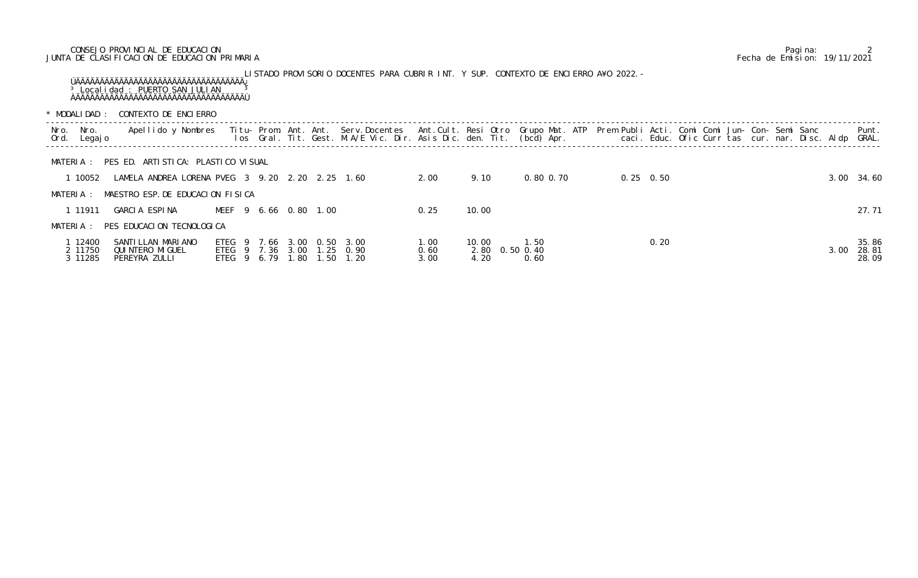CONSEJO PROVINCIAL DE EDUCACION
JUNTA DE CLASIFICACION DE EDUCACION PRIMARIA

Fecha de Emision: 19/11/2021

LISTADO PROVISORIO DOCENTES PARA CUBRIR INT. Y SUP. CONTEXTO DE ENCIERRO A¥O 2022.-

Localidad : PUERTO SAN JULIAN

\* MODALIDAD : CONTEXTO DE ENCIERRO

| Nro. Ord. | Nro. Legajo | Apellido y Nombres | Titu-los | Prom. Gral. | Ant. Tit. | Ant. Gest. | Serv.Docentes M.A/E Vic. Dir. | Ant.Cult. Asis Dic. | Resi den. | Otro Tit. | Grupo Mat. (bcd) | ATP Apr. | Prem | Publi caci. | Acti. Educ. | Comi Ofic | Comi Curr | Jun-tas | Con-cur. | Semi nar. | Sanc Disc. | Aldp | Punt. GRAL. |
|---|---|---|---|---|---|---|---|---|---|---|---|---|---|---|---|---|---|---|---|---|---|---|---|
| **MATERIA : PES ED. ARTISTICA: PLASTICO VISUAL** | | | | | | | | | | | | | | | | | | | | | | | |
| 1 | 10052 | LAMELA ANDREA LORENA | PVEG 3 | 9.20 | 2.20 | 2.25 | 1.60 | 2.00 | 9.10 | | 0.80 | 0.70 | | 0.25 | 0.50 | | | | | | | 3.00 | 34.60 |
| **MATERIA : MAESTRO ESP. DE EDUCACION FISICA** | | | | | | | | | | | | | | | | | | | | | | | |
| 1 | 11911 | GARCIA ESPINA | MEEF 9 | 6.66 | 0.80 | 1.00 | | 0.25 | 10.00 | | | | | | | | | | | | | | 27.71 |
| **MATERIA : PES EDUCACION TECNOLOGICA** | | | | | | | | | | | | | | | | | | | | | | | |
| 1 | 12400 | SANTILLAN MARIANO | ETEG 9 | 7.66 | 3.00 | 0.50 | 3.00 | 1.00 | 10.00 | | 1.50 | | | | 0.20 | | | | | | | | 35.86 |
| 2 | 11750 | QUINTERO MIGUEL | ETEG 9 | 7.36 | 3.00 | 1.25 | 0.90 | 0.60 | 2.80 | 0.50 | 0.40 | | | | | | | | | | | 3.00 | 28.81 |
| 3 | 11285 | PEREYRA ZULLI | ETEG 9 | 6.79 | 1.80 | 1.50 | 1.20 | 3.00 | 4.20 | | 0.60 | | | | | | | | | | | | 28.09 |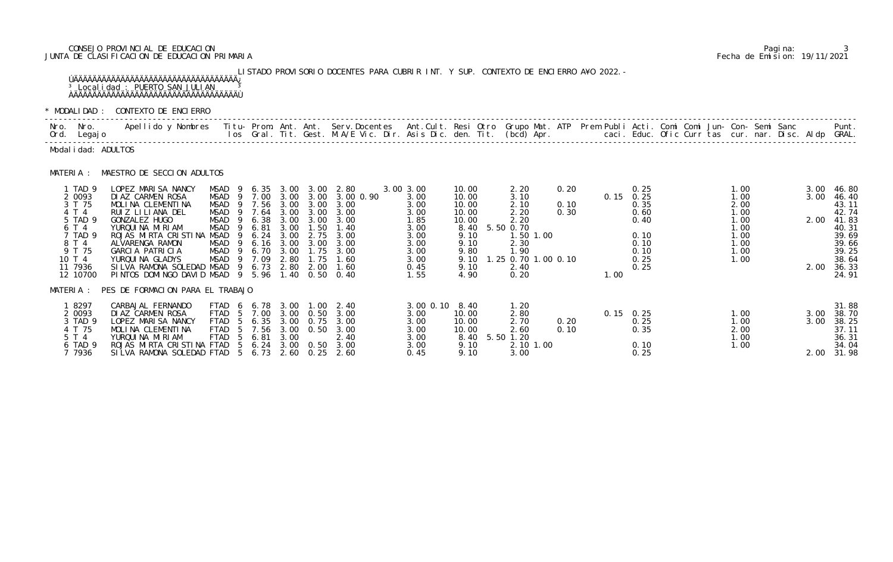CONSEJO PROVINCIAL DE EDUCACION
JUNTA DE CLASIFICACION DE EDUCACION PRIMARIA

Pagina: 3
Fecha de Emision: 19/11/2021

LISTADO PROVISORIO DOCENTES PARA CUBRIR INT. Y SUP. CONTEXTO DE ENCIERRO A¥O 2022.-

Localidad : PUERTO SAN JULIAN

\* MODALIDAD : CONTEXTO DE ENCIERRO

Modalidad: ADULTOS

MATERIA : MAESTRO DE SECCION ADULTOS

| Nro. Ord. | Nro. Legajo | Apellido y Nombres | Titulos | Prom. Gral. | Ant. Tit. | Ant. Gest. | Serv.Docentes M.A/E Vic. Dir. | Ant.Cult. Asis Dic. | Resi den. | Otro Tit. | Grupo Mat. (bcd) | ATP Apr. | Prem | Publi caci. | Acti. Educ. | Comi Ofic | Comi Curr | Jun- tas | Con- cur. | Semi nar. | Sanc Disc. | Aldp | Punt. GRAL. |
|---|---|---|---|---|---|---|---|---|---|---|---|---|---|---|---|---|---|---|---|---|---|---|---|
| 1 | TAD 9 | LOPEZ MARISA NANCY | MSAD 9 | 6.35 | 3.00 | 3.00 | 2.80 | 3.00 3.00 | 10.00 | | 2.20 | 0.20 | | | 0.25 | | | | 1.00 | | | 3.00 | 46.80 |
| 2 | 0093 | DIAZ CARMEN ROSA | MSAD 9 | 7.00 | 3.00 | 3.00 | 3.00 0.90 | 3.00 | 10.00 | | 3.10 | | | 0.15 | 0.25 | | | | 1.00 | | | 3.00 | 46.40 |
| 3 | T 75 | MOLINA CLEMENTINA | MSAD 9 | 7.56 | 3.00 | 3.00 | 3.00 | 3.00 | 10.00 | | 2.10 | 0.10 | | | 0.35 | | | | 2.00 | | | | 43.11 |
| 4 | T 4 | RUIZ LILIANA DEL | MSAD 9 | 7.64 | 3.00 | 3.00 | 3.00 | 3.00 | 10.00 | | 2.20 | 0.30 | | | 0.60 | | | | 1.00 | | | | 42.74 |
| 5 | TAD 9 | GONZALEZ HUGO | MSAD 9 | 6.38 | 3.00 | 3.00 | 3.00 | 1.85 | 10.00 | | 2.20 | | | | 0.40 | | | | 1.00 | | | 2.00 | 41.83 |
| 6 | T 4 | YURQUINA MIRIAM | MSAD 9 | 6.81 | 3.00 | 1.50 | 1.40 | 3.00 | 8.40 | 5.50 | 0.70 | | | | | | | | 1.00 | | | | 40.31 |
| 7 | TAD 9 | ROJAS MIRTA CRISTINA | MSAD 9 | 6.24 | 3.00 | 2.75 | 3.00 | 3.00 | 9.10 | | 1.50 | 1.00 | | | 0.10 | | | | 1.00 | | | | 39.69 |
| 8 | T 4 | ALVARENGA RAMON | MSAD 9 | 6.16 | 3.00 | 3.00 | 3.00 | 3.00 | 9.10 | | 2.30 | | | | 0.10 | | | | 1.00 | | | | 39.66 |
| 9 | T 75 | GARCIA PATRICIA | MSAD 9 | 6.70 | 3.00 | 1.75 | 3.00 | 3.00 | 9.80 | | 1.90 | | | | 0.10 | | | | 1.00 | | | | 39.25 |
| 10 | T 4 | YURQUINA GLADYS | MSAD 9 | 7.09 | 2.80 | 1.75 | 1.60 | 3.00 | 9.10 | 1.25 | 0.70 | 1.00 0.10 | | | 0.25 | | | | 1.00 | | | | 38.64 |
| 11 | 7936 | SILVA RAMONA SOLEDAD | MSAD 9 | 6.73 | 2.80 | 2.00 | 1.60 | 0.45 | 9.10 | | 2.40 | | | | 0.25 | | | | | | | 2.00 | 36.33 |
| 12 | 10700 | PINTOS DOMINGO DAVID | MSAD 9 | 5.96 | 1.40 | 0.50 | 0.40 | 1.55 | 4.90 | | 0.20 | | 1.00 | | | | | | | | | | 24.91 |

MATERIA : PES DE FORMACION PARA EL TRABAJO

| Nro. Ord. | Nro. Legajo | Apellido y Nombres | Titulos | Prom. Gral. | Ant. Tit. | Ant. Gest. | Serv.Docentes M.A/E Vic. Dir. | Ant.Cult. Asis Dic. | Resi den. | Otro Tit. | Grupo Mat. (bcd) | ATP Apr. | Prem | Publi caci. | Acti. Educ. | Comi Ofic | Comi Curr | Jun- tas | Con- cur. | Semi nar. | Sanc Disc. | Aldp | Punt. GRAL. |
|---|---|---|---|---|---|---|---|---|---|---|---|---|---|---|---|---|---|---|---|---|---|---|---|
| 1 | 8297 | CARBAJAL FERNANDO | FTAD 6 | 6.78 | 3.00 | 1.00 | 2.40 | 3.00 0.10 | 8.40 | | 1.20 | | | | | | | | | | | | 31.88 |
| 2 | 0093 | DIAZ CARMEN ROSA | FTAD 5 | 7.00 | 3.00 | 0.50 | 3.00 | 3.00 | 10.00 | | 2.80 | | | 0.15 | 0.25 | | | | 1.00 | | | 3.00 | 38.70 |
| 3 | TAD 9 | LOPEZ MARISA NANCY | FTAD 5 | 6.35 | 3.00 | 0.75 | 3.00 | 3.00 | 10.00 | | 2.70 | 0.20 | | | 0.25 | | | | 1.00 | | | 3.00 | 38.25 |
| 4 | T 75 | MOLINA CLEMENTINA | FTAD 5 | 7.56 | 3.00 | 0.50 | 3.00 | 3.00 | 10.00 | | 2.60 | 0.10 | | | 0.35 | | | | 2.00 | | | | 37.11 |
| 5 | T 4 | YURQUINA MIRIAM | FTAD 5 | 6.81 | 3.00 | | 2.40 | 3.00 | 8.40 | 5.50 | 1.20 | | | | | | | | 1.00 | | | | 36.31 |
| 6 | TAD 9 | ROJAS MIRTA CRISTINA | FTAD 5 | 6.24 | 3.00 | 0.50 | 3.00 | 3.00 | 9.10 | | 2.10 | 1.00 | | | 0.10 | | | | 1.00 | | | | 34.04 |
| 7 | 7936 | SILVA RAMONA SOLEDAD | FTAD 5 | 6.73 | 2.60 | 0.25 | 2.60 | 0.45 | 9.10 | | 3.00 | | | | 0.25 | | | | | | | 2.00 | 31.98 |